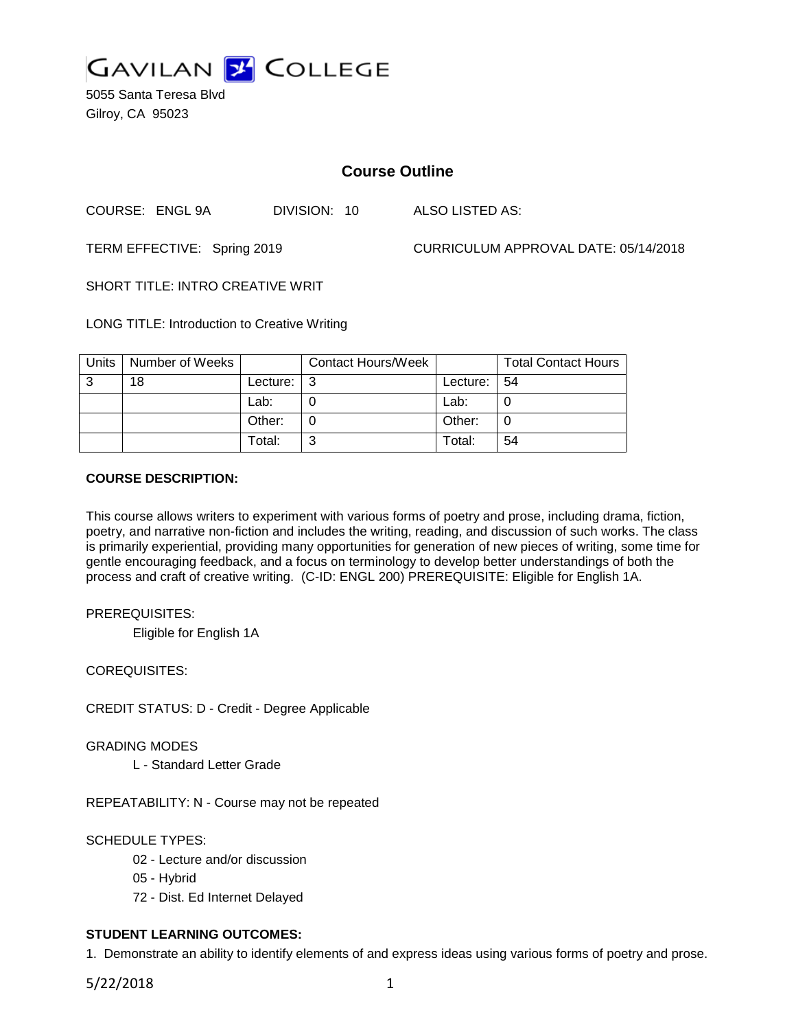# GAVILAN COLLEGE

5055 Santa Teresa Blvd
Gilroy, CA 95023

## Course Outline

COURSE: ENGL 9A DIVISION: 10 ALSO LISTED AS:

TERM EFFECTIVE: Spring 2019 CURRICULUM APPROVAL DATE: 05/14/2018

SHORT TITLE: INTRO CREATIVE WRIT

LONG TITLE: Introduction to Creative Writing

| Units | Number of Weeks | | Contact Hours/Week | | Total Contact Hours |
|---|---|---|---|---|---|
| 3 | 18 | Lecture: | 3 | Lecture: | 54 |
| | | Lab: | 0 | Lab: | 0 |
| | | Other: | 0 | Other: | 0 |
| | | Total: | 3 | Total: | 54 |

**COURSE DESCRIPTION:**

This course allows writers to experiment with various forms of poetry and prose, including drama, fiction, poetry, and narrative non-fiction and includes the writing, reading, and discussion of such works. The class is primarily experiential, providing many opportunities for generation of new pieces of writing, some time for gentle encouraging feedback, and a focus on terminology to develop better understandings of both the process and craft of creative writing. (C-ID: ENGL 200) PREREQUISITE: Eligible for English 1A.

PREREQUISITES:

Eligible for English 1A

COREQUISITES:

CREDIT STATUS: D - Credit - Degree Applicable

GRADING MODES

L - Standard Letter Grade

REPEATABILITY: N - Course may not be repeated

SCHEDULE TYPES:

02 - Lecture and/or discussion
05 - Hybrid
72 - Dist. Ed Internet Delayed

**STUDENT LEARNING OUTCOMES:**

1. Demonstrate an ability to identify elements of and express ideas using various forms of poetry and prose.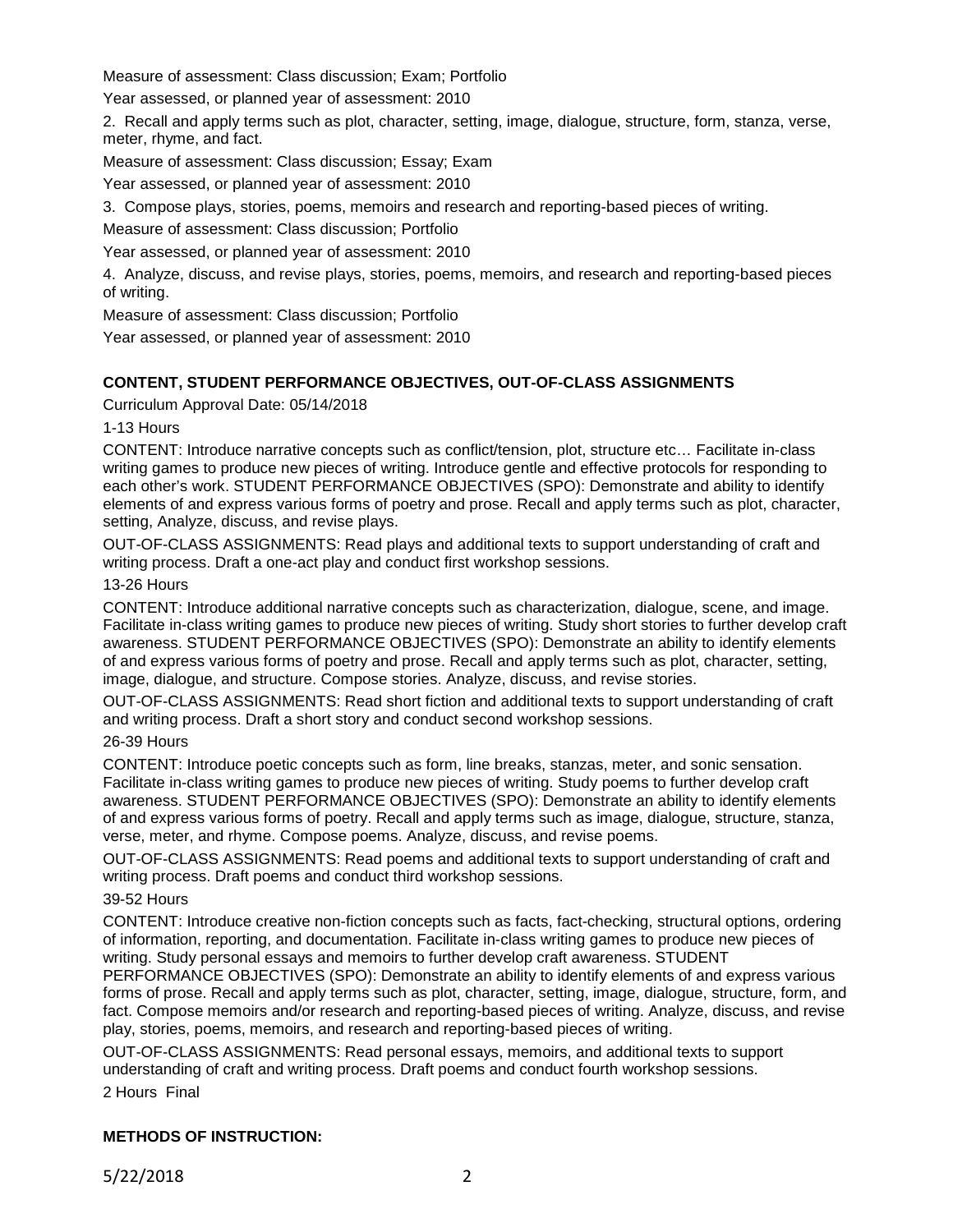Measure of assessment: Class discussion; Exam; Portfolio

Year assessed, or planned year of assessment: 2010

2. Recall and apply terms such as plot, character, setting, image, dialogue, structure, form, stanza, verse, meter, rhyme, and fact.

Measure of assessment: Class discussion; Essay; Exam

Year assessed, or planned year of assessment: 2010

3. Compose plays, stories, poems, memoirs and research and reporting-based pieces of writing.

Measure of assessment: Class discussion; Portfolio

Year assessed, or planned year of assessment: 2010

4. Analyze, discuss, and revise plays, stories, poems, memoirs, and research and reporting-based pieces of writing.

Measure of assessment: Class discussion; Portfolio

Year assessed, or planned year of assessment: 2010

**CONTENT, STUDENT PERFORMANCE OBJECTIVES, OUT-OF-CLASS ASSIGNMENTS**

Curriculum Approval Date: 05/14/2018

1-13 Hours

CONTENT: Introduce narrative concepts such as conflict/tension, plot, structure etc… Facilitate in-class writing games to produce new pieces of writing. Introduce gentle and effective protocols for responding to each other's work. STUDENT PERFORMANCE OBJECTIVES (SPO): Demonstrate and ability to identify elements of and express various forms of poetry and prose. Recall and apply terms such as plot, character, setting, Analyze, discuss, and revise plays.

OUT-OF-CLASS ASSIGNMENTS: Read plays and additional texts to support understanding of craft and writing process. Draft a one-act play and conduct first workshop sessions.

13-26 Hours

CONTENT: Introduce additional narrative concepts such as characterization, dialogue, scene, and image. Facilitate in-class writing games to produce new pieces of writing. Study short stories to further develop craft awareness. STUDENT PERFORMANCE OBJECTIVES (SPO): Demonstrate an ability to identify elements of and express various forms of poetry and prose. Recall and apply terms such as plot, character, setting, image, dialogue, and structure. Compose stories. Analyze, discuss, and revise stories.

OUT-OF-CLASS ASSIGNMENTS: Read short fiction and additional texts to support understanding of craft and writing process. Draft a short story and conduct second workshop sessions.

26-39 Hours

CONTENT: Introduce poetic concepts such as form, line breaks, stanzas, meter, and sonic sensation. Facilitate in-class writing games to produce new pieces of writing. Study poems to further develop craft awareness. STUDENT PERFORMANCE OBJECTIVES (SPO): Demonstrate an ability to identify elements of and express various forms of poetry. Recall and apply terms such as image, dialogue, structure, stanza, verse, meter, and rhyme. Compose poems. Analyze, discuss, and revise poems.

OUT-OF-CLASS ASSIGNMENTS: Read poems and additional texts to support understanding of craft and writing process. Draft poems and conduct third workshop sessions.

39-52 Hours

CONTENT: Introduce creative non-fiction concepts such as facts, fact-checking, structural options, ordering of information, reporting, and documentation. Facilitate in-class writing games to produce new pieces of writing. Study personal essays and memoirs to further develop craft awareness. STUDENT PERFORMANCE OBJECTIVES (SPO): Demonstrate an ability to identify elements of and express various forms of prose. Recall and apply terms such as plot, character, setting, image, dialogue, structure, form, and fact. Compose memoirs and/or research and reporting-based pieces of writing. Analyze, discuss, and revise play, stories, poems, memoirs, and research and reporting-based pieces of writing.

OUT-OF-CLASS ASSIGNMENTS: Read personal essays, memoirs, and additional texts to support understanding of craft and writing process. Draft poems and conduct fourth workshop sessions.

2 Hours Final

**METHODS OF INSTRUCTION:**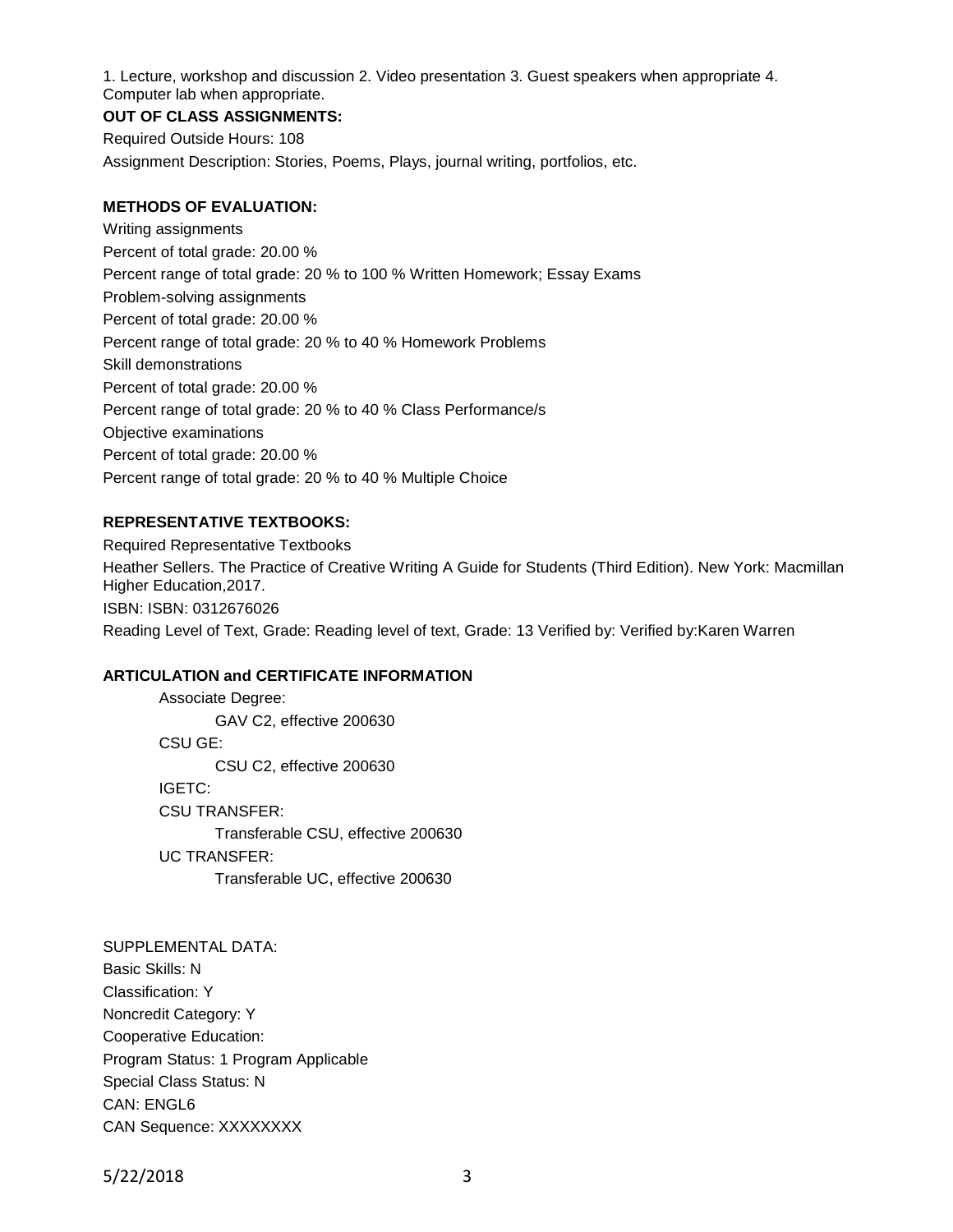1. Lecture, workshop and discussion 2. Video presentation 3. Guest speakers when appropriate 4. Computer lab when appropriate.

**OUT OF CLASS ASSIGNMENTS:**

Required Outside Hours: 108

Assignment Description: Stories, Poems, Plays, journal writing, portfolios, etc.

**METHODS OF EVALUATION:**

Writing assignments

Percent of total grade: 20.00 %

Percent range of total grade: 20 % to 100 % Written Homework; Essay Exams

Problem-solving assignments

Percent of total grade: 20.00 %

Percent range of total grade: 20 % to 40 % Homework Problems

Skill demonstrations

Percent of total grade: 20.00 %

Percent range of total grade: 20 % to 40 % Class Performance/s

Objective examinations

Percent of total grade: 20.00 %

Percent range of total grade: 20 % to 40 % Multiple Choice

**REPRESENTATIVE TEXTBOOKS:**

Required Representative Textbooks

Heather Sellers. The Practice of Creative Writing A Guide for Students (Third Edition). New York: Macmillan Higher Education,2017.

ISBN: ISBN: 0312676026

Reading Level of Text, Grade: Reading level of text, Grade: 13 Verified by: Verified by:Karen Warren

**ARTICULATION and CERTIFICATE INFORMATION**

Associate Degree:

GAV C2, effective 200630

CSU GE:

CSU C2, effective 200630

IGETC:

CSU TRANSFER:

Transferable CSU, effective 200630

UC TRANSFER:

Transferable UC, effective 200630

SUPPLEMENTAL DATA:

Basic Skills: N

Classification: Y

Noncredit Category: Y

Cooperative Education:

Program Status: 1 Program Applicable

Special Class Status: N

CAN: ENGL6

CAN Sequence: XXXXXXXX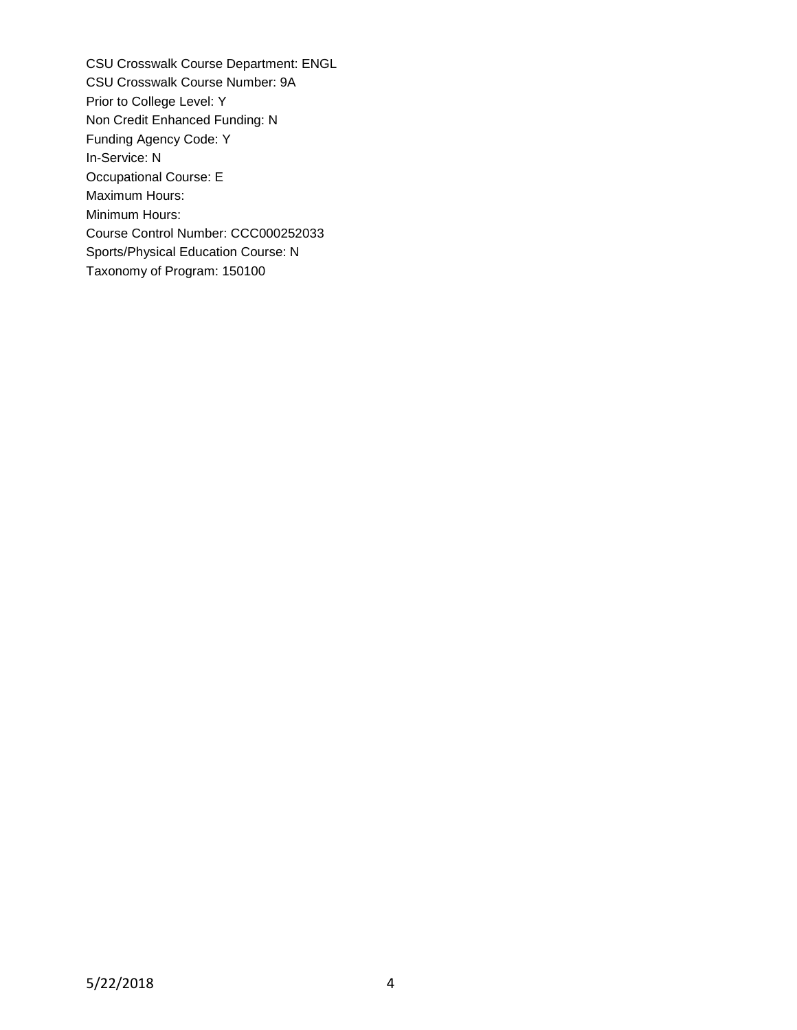CSU Crosswalk Course Department: ENGL
CSU Crosswalk Course Number: 9A
Prior to College Level: Y
Non Credit Enhanced Funding: N
Funding Agency Code: Y
In-Service: N
Occupational Course: E
Maximum Hours:
Minimum Hours:
Course Control Number: CCC000252033
Sports/Physical Education Course: N
Taxonomy of Program: 150100